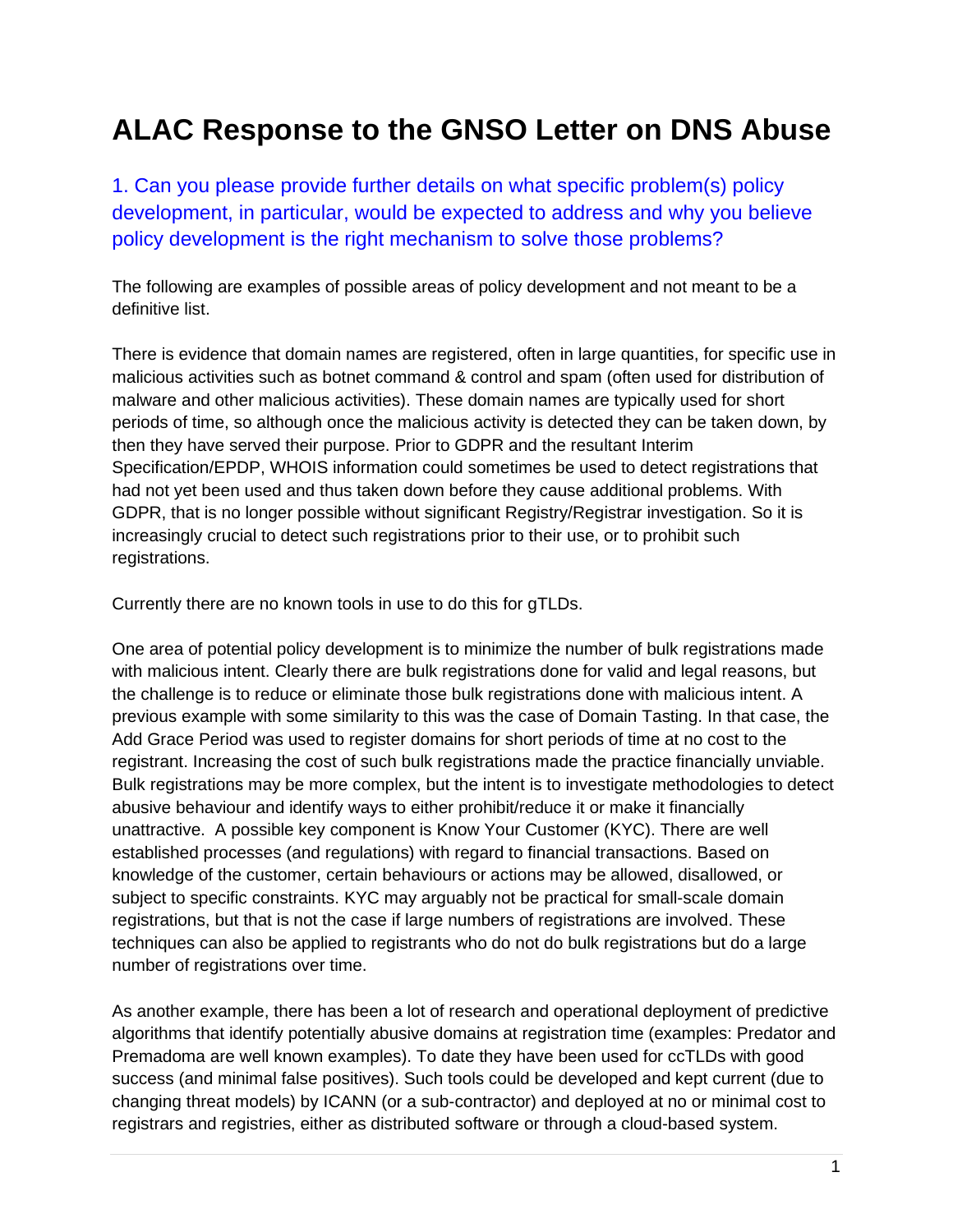# ALAC Response to the GNSO Letter on DNS Abuse

## 1. Can you please provide further details on what specific problem(s) policy development, in particular, would be expected to address and why you believe policy development is the right mechanism to solve those problems?

The following are examples of possible areas of policy development and not meant to be a definitive list.

There is evidence that domain names are registered, often in large quantities, for specific use in malicious activities such as botnet command & control and spam (often used for distribution of malware and other malicious activities). These domain names are typically used for short periods of time, so although once the malicious activity is detected they can be taken down, by then they have served their purpose. Prior to GDPR and the resultant Interim Specification/EPDP, WHOIS information could sometimes be used to detect registrations that had not yet been used and thus taken down before they cause additional problems. With GDPR, that is no longer possible without significant Registry/Registrar investigation. So it is increasingly crucial to detect such registrations prior to their use, or to prohibit such registrations.

Currently there are no known tools in use to do this for gTLDs.

One area of potential policy development is to minimize the number of bulk registrations made with malicious intent. Clearly there are bulk registrations done for valid and legal reasons, but the challenge is to reduce or eliminate those bulk registrations done with malicious intent. A previous example with some similarity to this was the case of Domain Tasting. In that case, the Add Grace Period was used to register domains for short periods of time at no cost to the registrant. Increasing the cost of such bulk registrations made the practice financially unviable. Bulk registrations may be more complex, but the intent is to investigate methodologies to detect abusive behaviour and identify ways to either prohibit/reduce it or make it financially unattractive. A possible key component is Know Your Customer (KYC). There are well established processes (and regulations) with regard to financial transactions. Based on knowledge of the customer, certain behaviours or actions may be allowed, disallowed, or subject to specific constraints. KYC may arguably not be practical for small-scale domain registrations, but that is not the case if large numbers of registrations are involved. These techniques can also be applied to registrants who do not do bulk registrations but do a large number of registrations over time.

As another example, there has been a lot of research and operational deployment of predictive algorithms that identify potentially abusive domains at registration time (examples: Predator and Premadoma are well known examples). To date they have been used for ccTLDs with good success (and minimal false positives). Such tools could be developed and kept current (due to changing threat models) by ICANN (or a sub-contractor) and deployed at no or minimal cost to registrars and registries, either as distributed software or through a cloud-based system.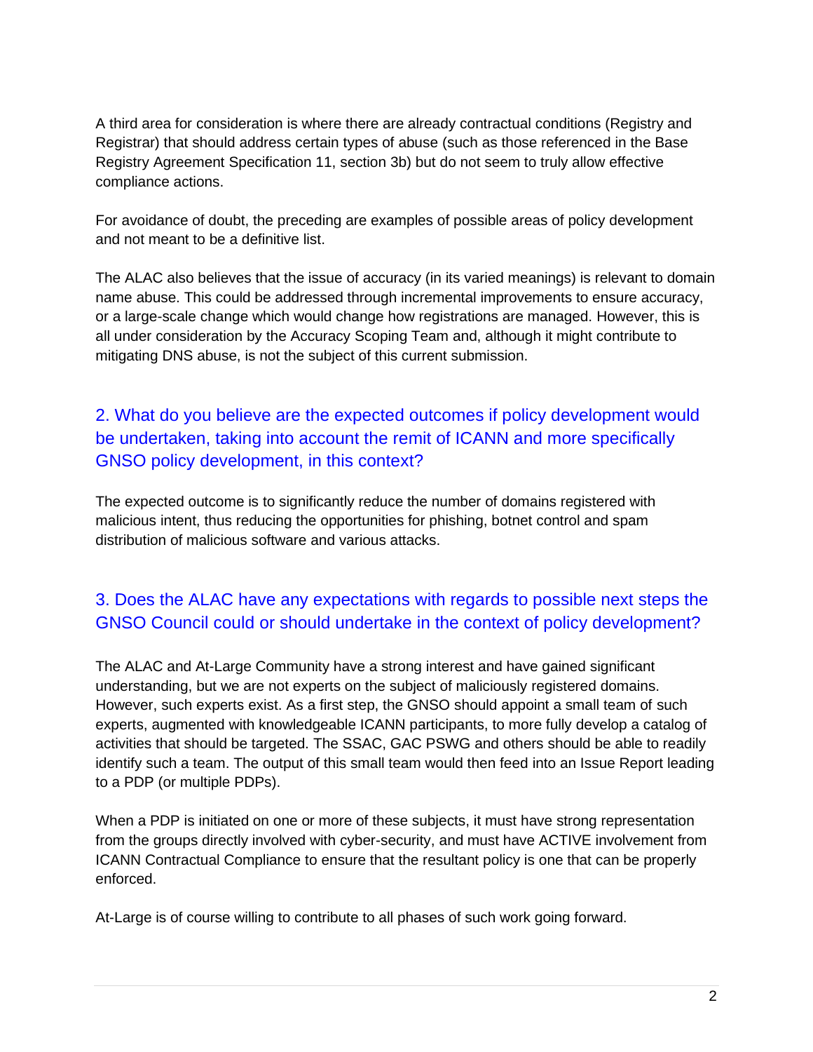A third area for consideration is where there are already contractual conditions (Registry and Registrar) that should address certain types of abuse (such as those referenced in the Base Registry Agreement Specification 11, section 3b) but do not seem to truly allow effective compliance actions.

For avoidance of doubt, the preceding are examples of possible areas of policy development and not meant to be a definitive list.

The ALAC also believes that the issue of accuracy (in its varied meanings) is relevant to domain name abuse. This could be addressed through incremental improvements to ensure accuracy, or a large-scale change which would change how registrations are managed. However, this is all under consideration by the Accuracy Scoping Team and, although it might contribute to mitigating DNS abuse, is not the subject of this current submission.

## 2. What do you believe are the expected outcomes if policy development would be undertaken, taking into account the remit of ICANN and more specifically GNSO policy development, in this context?

The expected outcome is to significantly reduce the number of domains registered with malicious intent, thus reducing the opportunities for phishing, botnet control and spam distribution of malicious software and various attacks.

## 3. Does the ALAC have any expectations with regards to possible next steps the GNSO Council could or should undertake in the context of policy development?

The ALAC and At-Large Community have a strong interest and have gained significant understanding, but we are not experts on the subject of maliciously registered domains. However, such experts exist. As a first step, the GNSO should appoint a small team of such experts, augmented with knowledgeable ICANN participants, to more fully develop a catalog of activities that should be targeted. The SSAC, GAC PSWG and others should be able to readily identify such a team. The output of this small team would then feed into an Issue Report leading to a PDP (or multiple PDPs).

When a PDP is initiated on one or more of these subjects, it must have strong representation from the groups directly involved with cyber-security, and must have ACTIVE involvement from ICANN Contractual Compliance to ensure that the resultant policy is one that can be properly enforced.

At-Large is of course willing to contribute to all phases of such work going forward.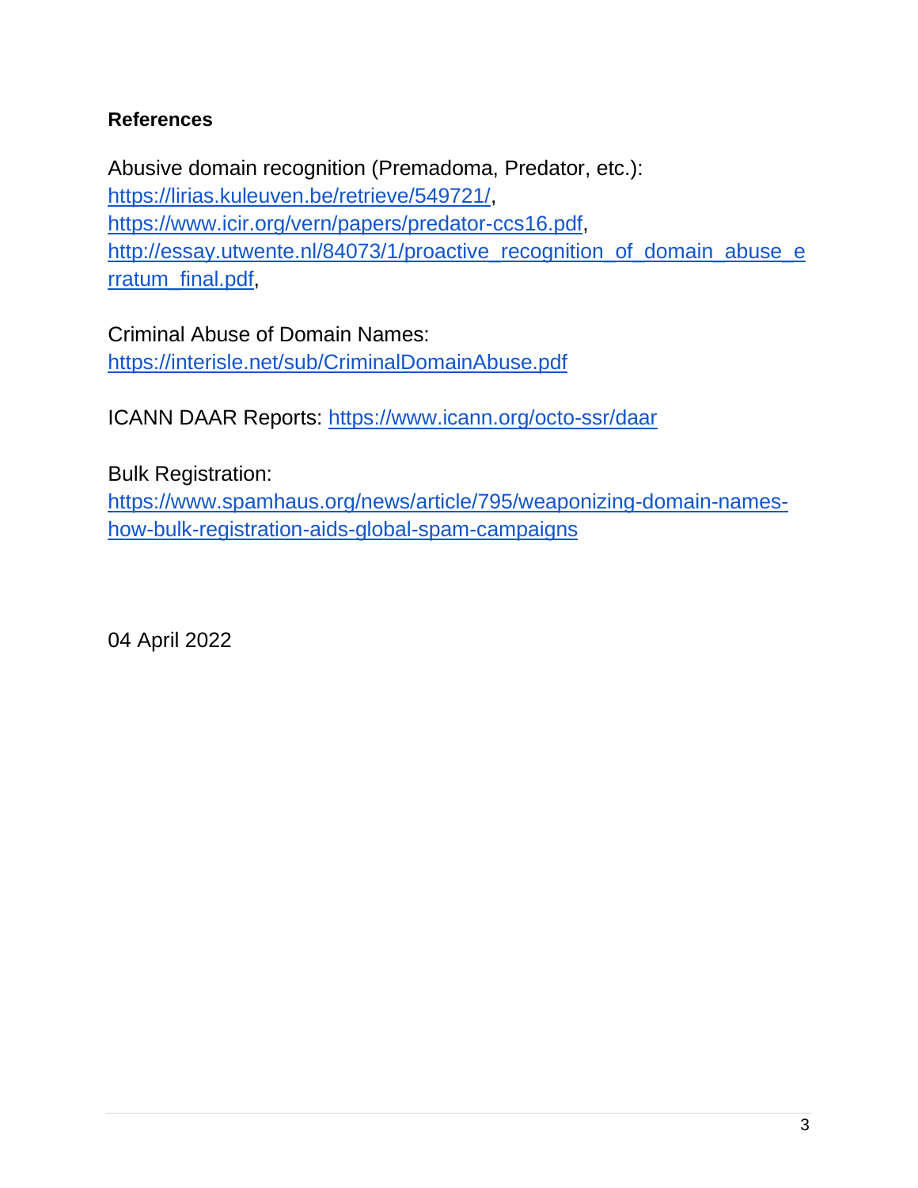**References**

Abusive domain recognition (Premadoma, Predator, etc.):
https://lirias.kuleuven.be/retrieve/549721/,
https://www.icir.org/vern/papers/predator-ccs16.pdf,
http://essay.utwente.nl/84073/1/proactive_recognition_of_domain_abuse_erratum_final.pdf,

Criminal Abuse of Domain Names:
https://interisle.net/sub/CriminalDomainAbuse.pdf

ICANN DAAR Reports: https://www.icann.org/octo-ssr/daar

Bulk Registration:
https://www.spamhaus.org/news/article/795/weaponizing-domain-names-how-bulk-registration-aids-global-spam-campaigns

04 April 2022